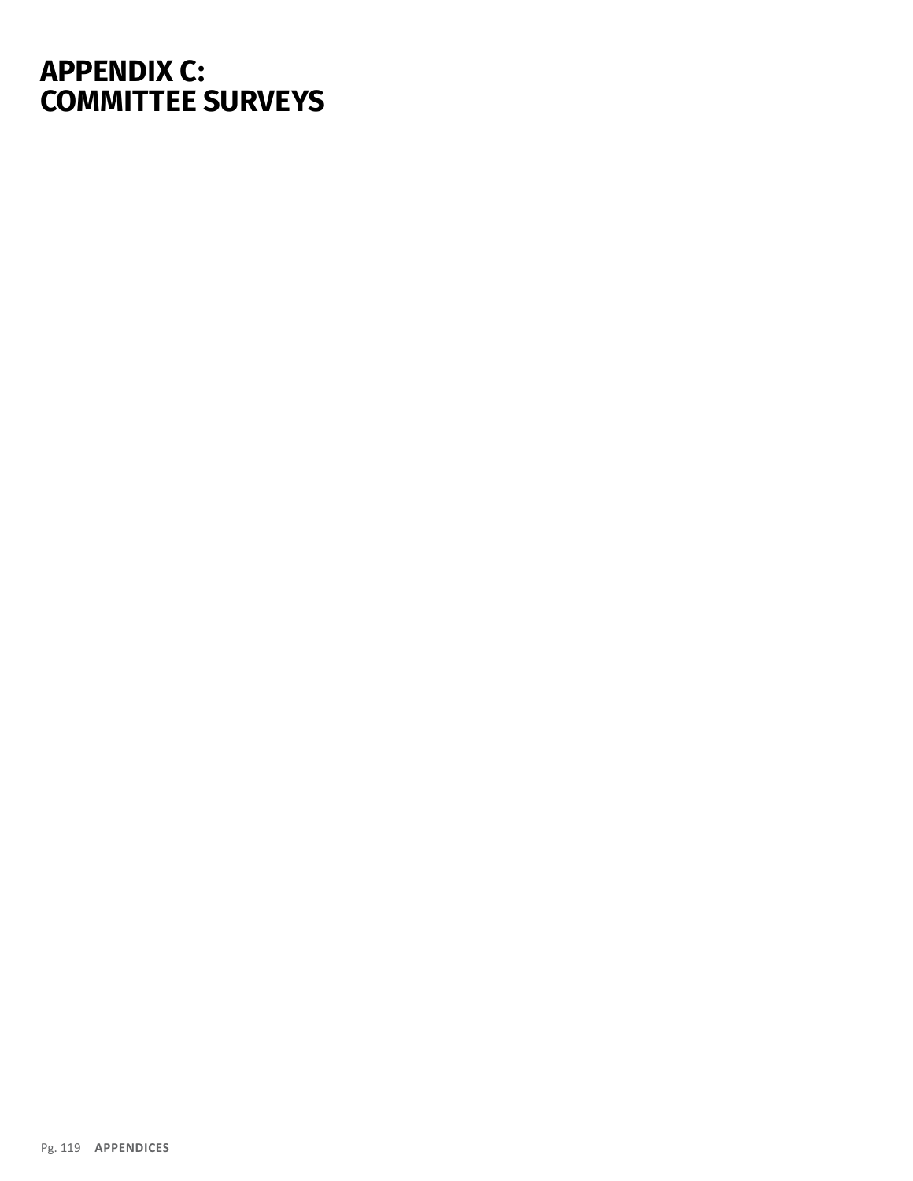# APPENDIX C: COMMITTEE SURVEYS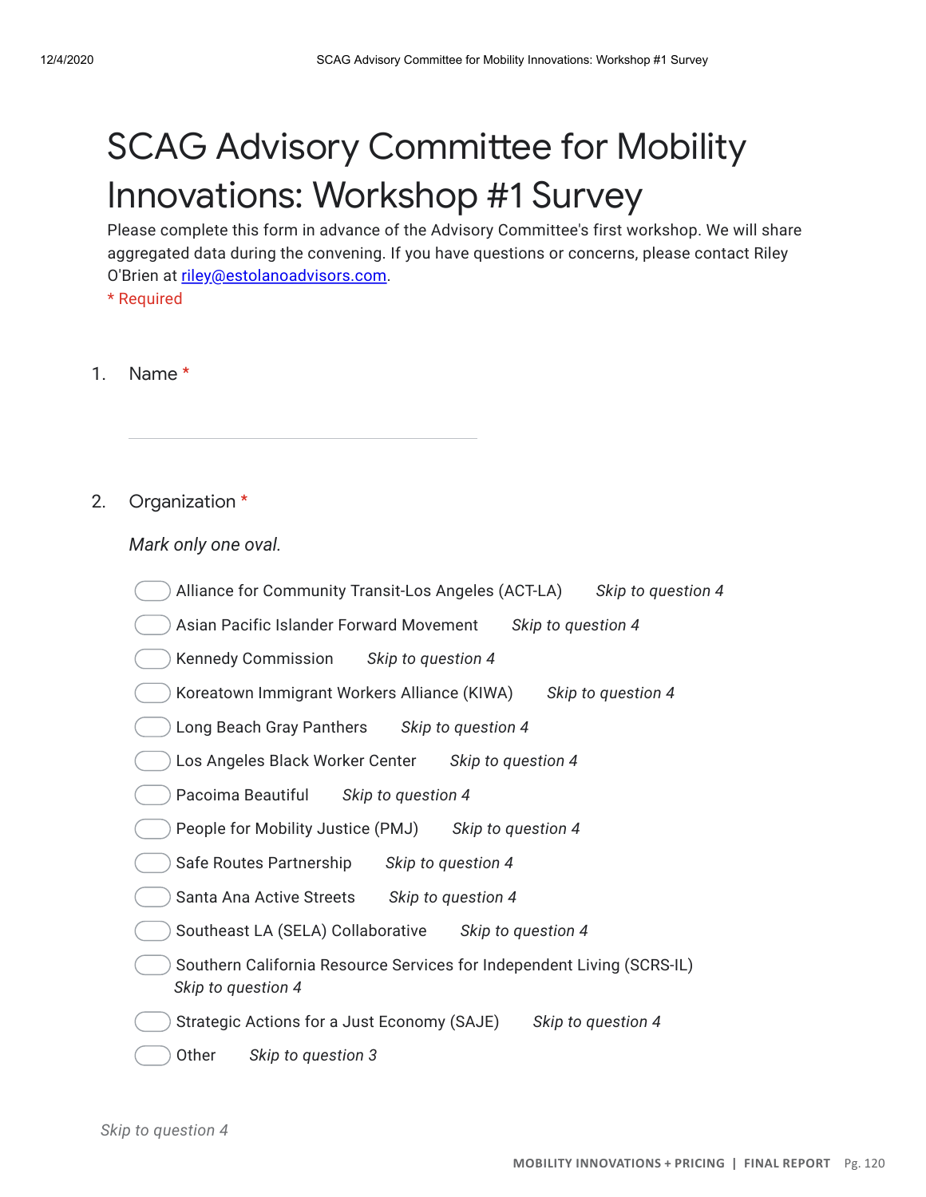# SCAG Advisory Committee for Mobility Innovations: Workshop #1 Survey

Please complete this form in advance of the Advisory Committee's first workshop. We will share aggregated data during the convening. If you have questions or concerns, please contact Riley O'Brien at riley@estolanoadvisors.com.

\* Required

1. Name *

2. Organization *

*Mark only one oval.*

- ◯ Alliance for Community Transit-Los Angeles (ACT-LA) *Skip to question 4*
- ◯ Asian Pacific Islander Forward Movement *Skip to question 4*
- ◯ Kennedy Commission *Skip to question 4*
- ◯ Koreatown Immigrant Workers Alliance (KIWA) *Skip to question 4*
- ◯ Long Beach Gray Panthers *Skip to question 4*
- ◯ Los Angeles Black Worker Center *Skip to question 4*
- ◯ Pacoima Beautiful *Skip to question 4*
- ◯ People for Mobility Justice (PMJ) *Skip to question 4*
- ◯ Safe Routes Partnership *Skip to question 4*
- ◯ Santa Ana Active Streets *Skip to question 4*
- ◯ Southeast LA (SELA) Collaborative *Skip to question 4*
- ◯ Southern California Resource Services for Independent Living (SCRS-IL) *Skip to question 4*
- ◯ Strategic Actions for a Just Economy (SAJE) *Skip to question 4*
- ◯ Other *Skip to question 3*

*Skip to question 4*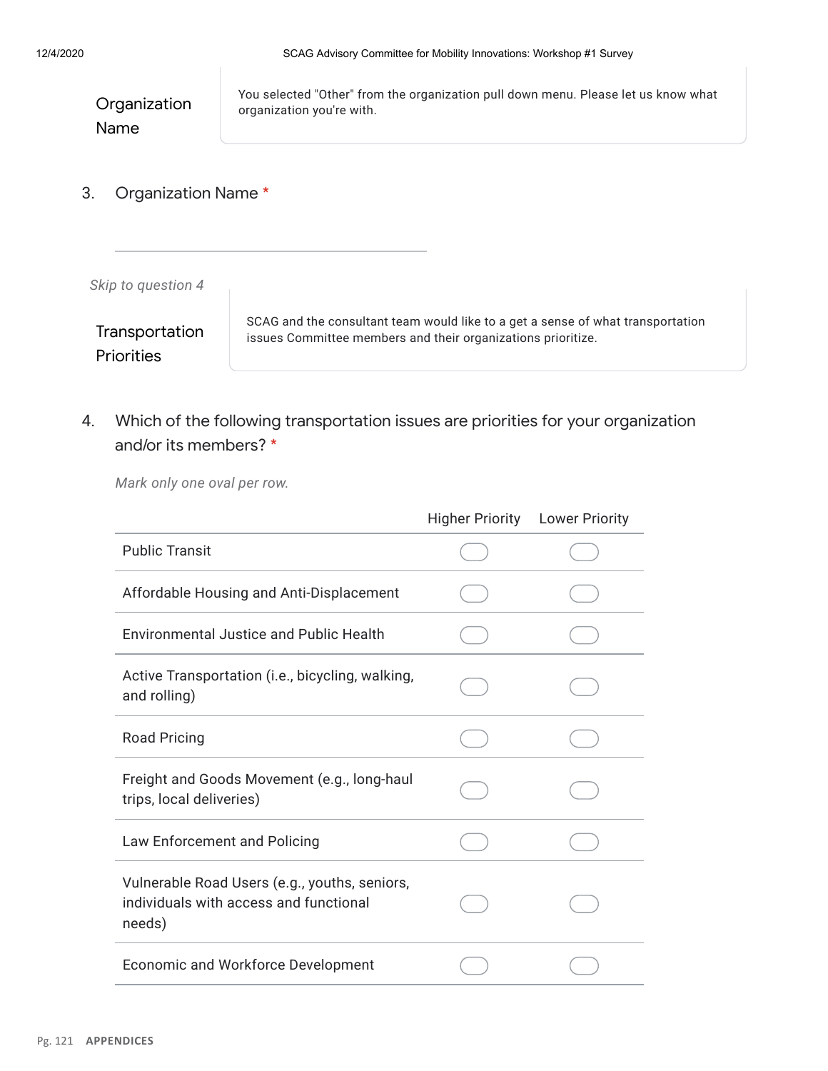## Organization Name

You selected "Other" from the organization pull down menu. Please let us know what organization you're with.

3. Organization Name *

_______________________________

*Skip to question 4*

## Transportation Priorities

SCAG and the consultant team would like to a get a sense of what transportation issues Committee members and their organizations prioritize.

4. Which of the following transportation issues are priorities for your organization and/or its members? *

*Mark only one oval per row.*

| | Higher Priority | Lower Priority |
|---|---|---|
| Public Transit | ⬭ | ⬭ |
| Affordable Housing and Anti-Displacement | ⬭ | ⬭ |
| Environmental Justice and Public Health | ⬭ | ⬭ |
| Active Transportation (i.e., bicycling, walking, and rolling) | ⬭ | ⬭ |
| Road Pricing | ⬭ | ⬭ |
| Freight and Goods Movement (e.g., long-haul trips, local deliveries) | ⬭ | ⬭ |
| Law Enforcement and Policing | ⬭ | ⬭ |
| Vulnerable Road Users (e.g., youths, seniors, individuals with access and functional needs) | ⬭ | ⬭ |
| Economic and Workforce Development | ⬭ | ⬭ |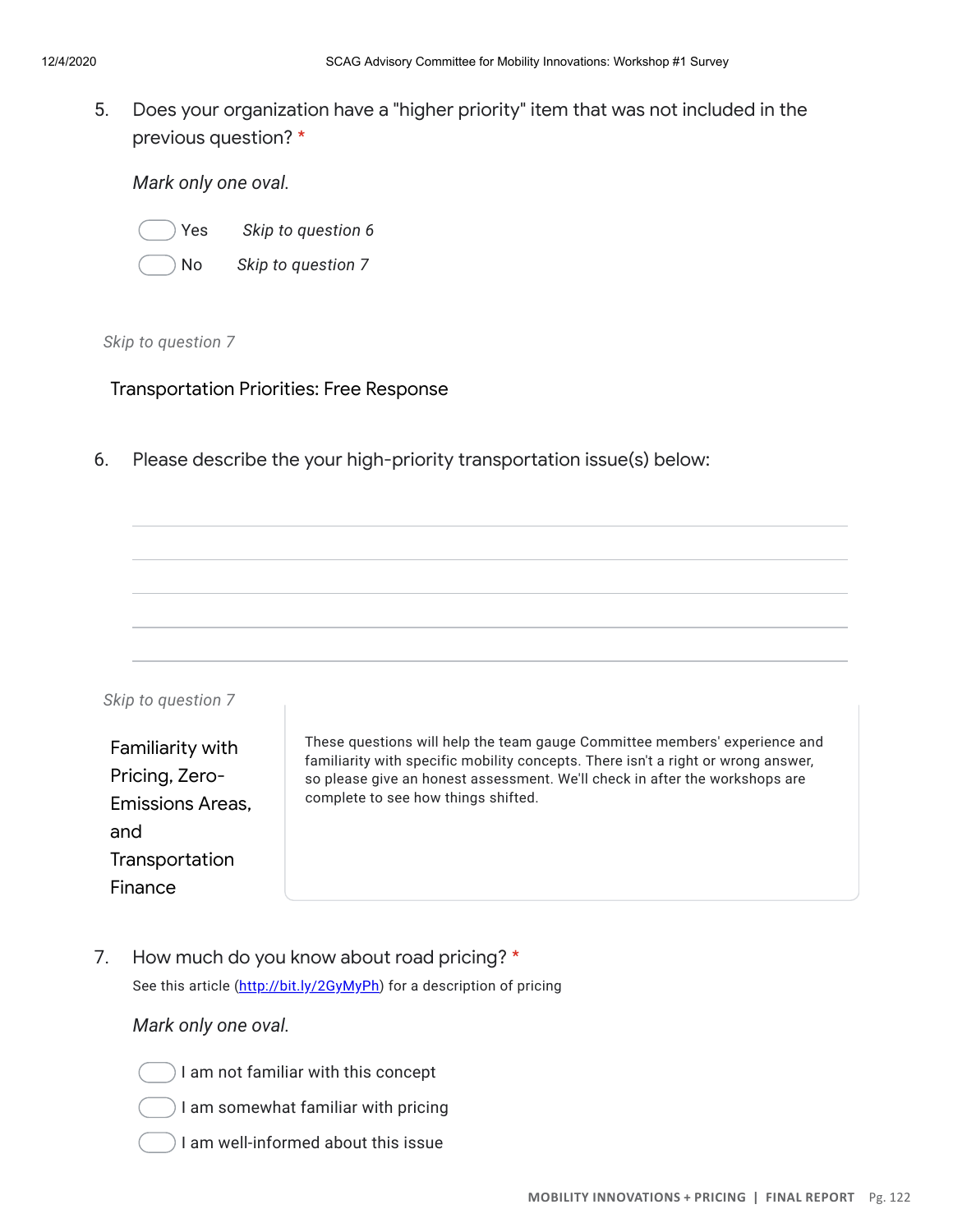5. Does your organization have a "higher priority" item that was not included in the previous question? *

   *Mark only one oval.*

   - ◯ Yes *Skip to question 6*
   - ◯ No *Skip to question 7*

*Skip to question 7*

## Transportation Priorities: Free Response

6. Please describe the your high-priority transportation issue(s) below:

   _______________________________________________
   _______________________________________________
   _______________________________________________
   _______________________________________________
   _______________________________________________

*Skip to question 7*

## Familiarity with Pricing, Zero-Emissions Areas, and Transportation Finance

These questions will help the team gauge Committee members' experience and familiarity with specific mobility concepts. There isn't a right or wrong answer, so please give an honest assessment. We'll check in after the workshops are complete to see how things shifted.

7. How much do you know about road pricing? *

   See this article (http://bit.ly/2GyMyPh) for a description of pricing

   *Mark only one oval.*

   - ◯ I am not familiar with this concept
   - ◯ I am somewhat familiar with pricing
   - ◯ I am well-informed about this issue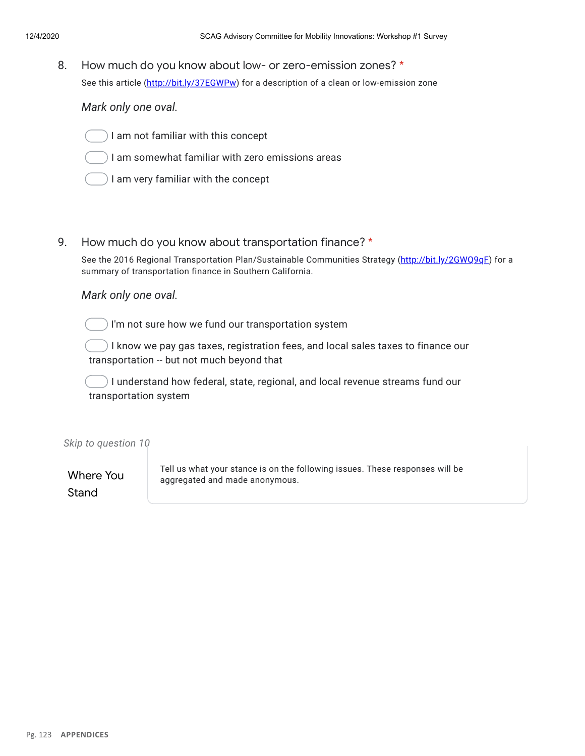8. How much do you know about low- or zero-emission zones? *

See this article (http://bit.ly/37EGWPw) for a description of a clean or low-emission zone

*Mark only one oval.*

- ◯ I am not familiar with this concept
- ◯ I am somewhat familiar with zero emissions areas
- ◯ I am very familiar with the concept

9. How much do you know about transportation finance? *

See the 2016 Regional Transportation Plan/Sustainable Communities Strategy (http://bit.ly/2GWQ9qF) for a summary of transportation finance in Southern California.

*Mark only one oval.*

- ◯ I'm not sure how we fund our transportation system
- ◯ I know we pay gas taxes, registration fees, and local sales taxes to finance our transportation -- but not much beyond that
- ◯ I understand how federal, state, regional, and local revenue streams fund our transportation system

*Skip to question 10*

## Where You Stand

Tell us what your stance is on the following issues. These responses will be aggregated and made anonymous.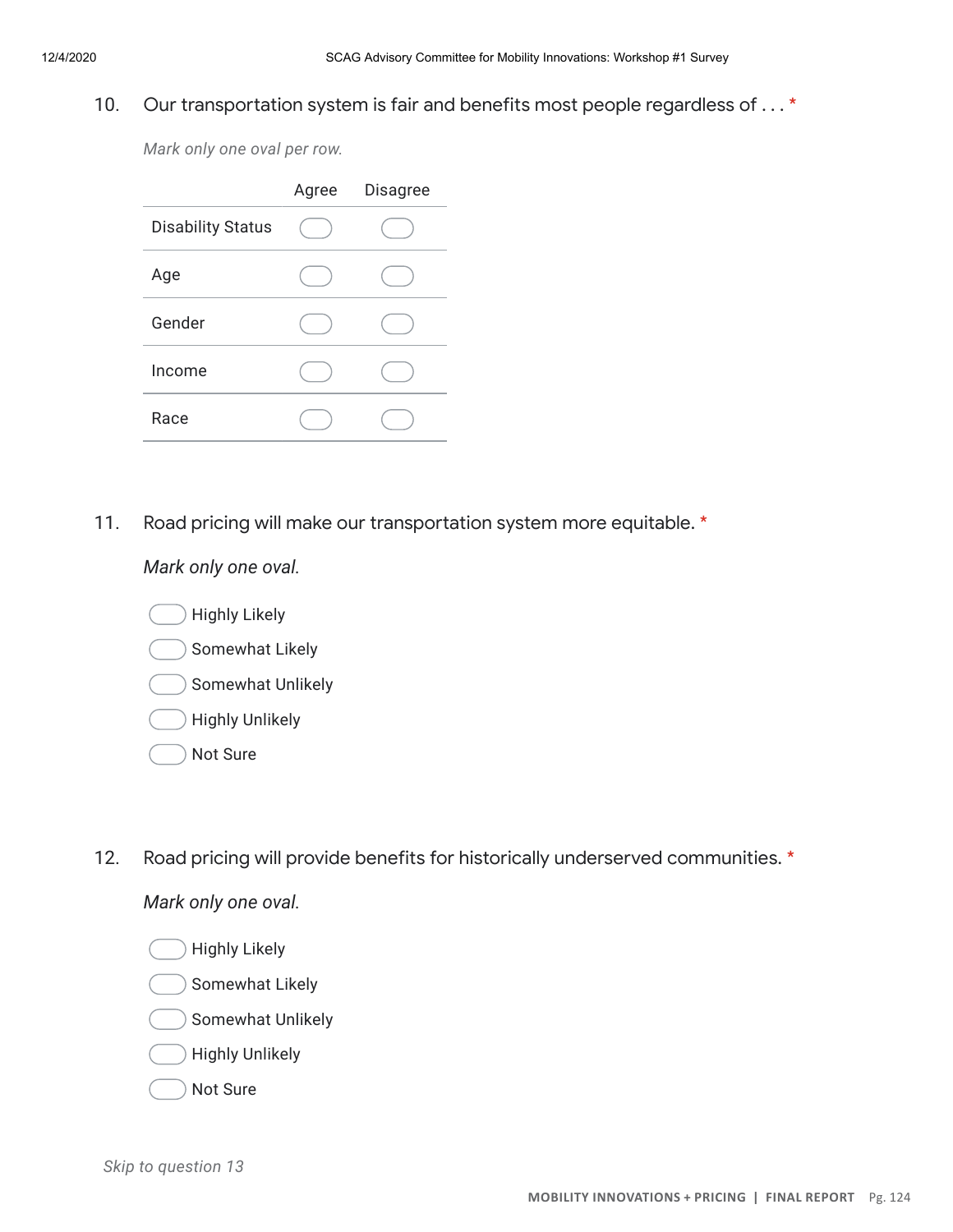10. Our transportation system is fair and benefits most people regardless of . . . *

*Mark only one oval per row.*

| | Agree | Disagree |
|---|---|---|
| Disability Status | ⬭ | ⬭ |
| Age | ⬭ | ⬭ |
| Gender | ⬭ | ⬭ |
| Income | ⬭ | ⬭ |
| Race | ⬭ | ⬭ |

11. Road pricing will make our transportation system more equitable. *

*Mark only one oval.*

- ⬭ Highly Likely
- ⬭ Somewhat Likely
- ⬭ Somewhat Unlikely
- ⬭ Highly Unlikely
- ⬭ Not Sure

12. Road pricing will provide benefits for historically underserved communities. *

*Mark only one oval.*

- ⬭ Highly Likely
- ⬭ Somewhat Likely
- ⬭ Somewhat Unlikely
- ⬭ Highly Unlikely
- ⬭ Not Sure

*Skip to question 13*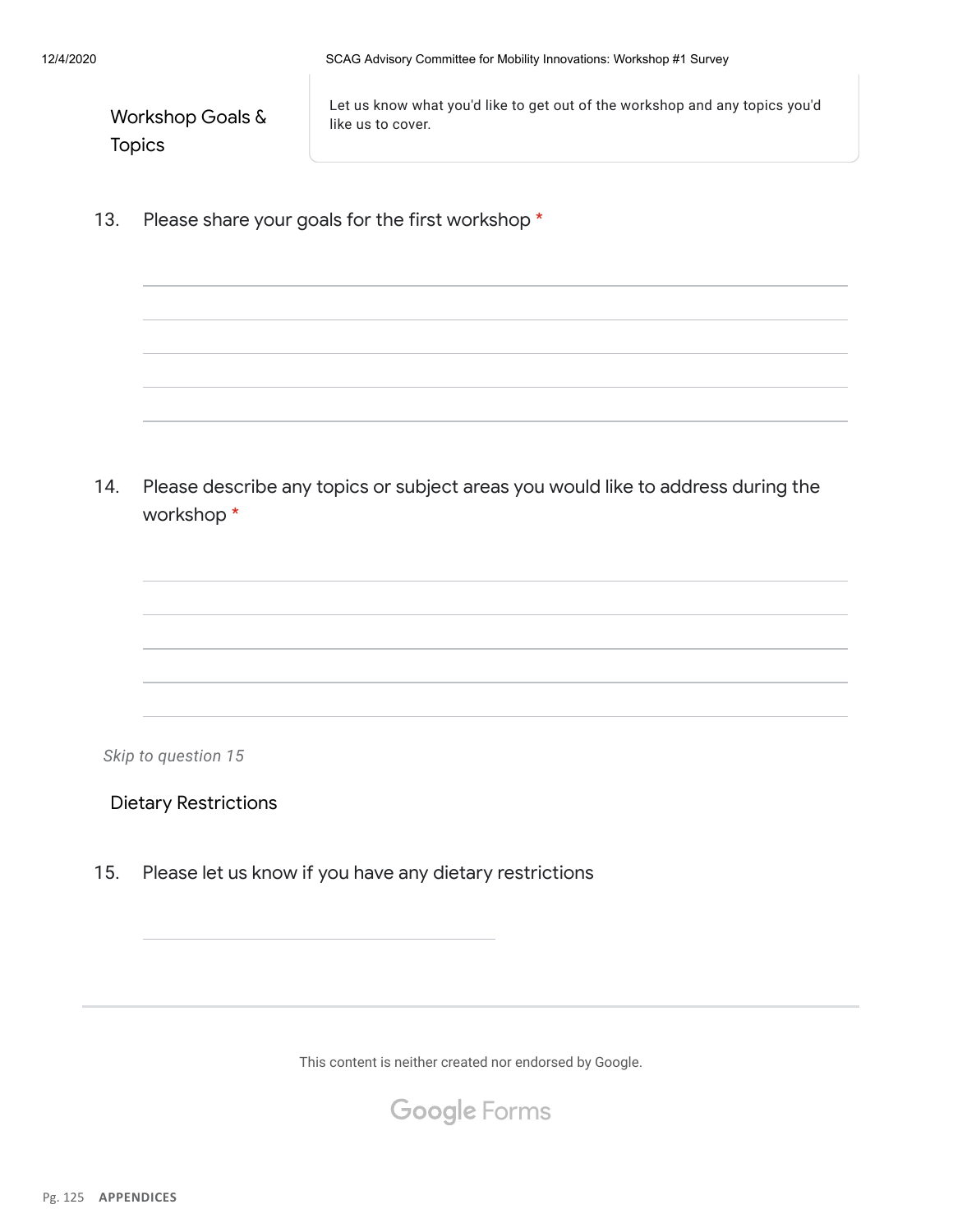## Workshop Goals & Topics

Let us know what you'd like to get out of the workshop and any topics you'd like us to cover.

13. Please share your goals for the first workshop *

14. Please describe any topics or subject areas you would like to address during the workshop *

*Skip to question 15*

## Dietary Restrictions

15. Please let us know if you have any dietary restrictions

This content is neither created nor endorsed by Google.

Google Forms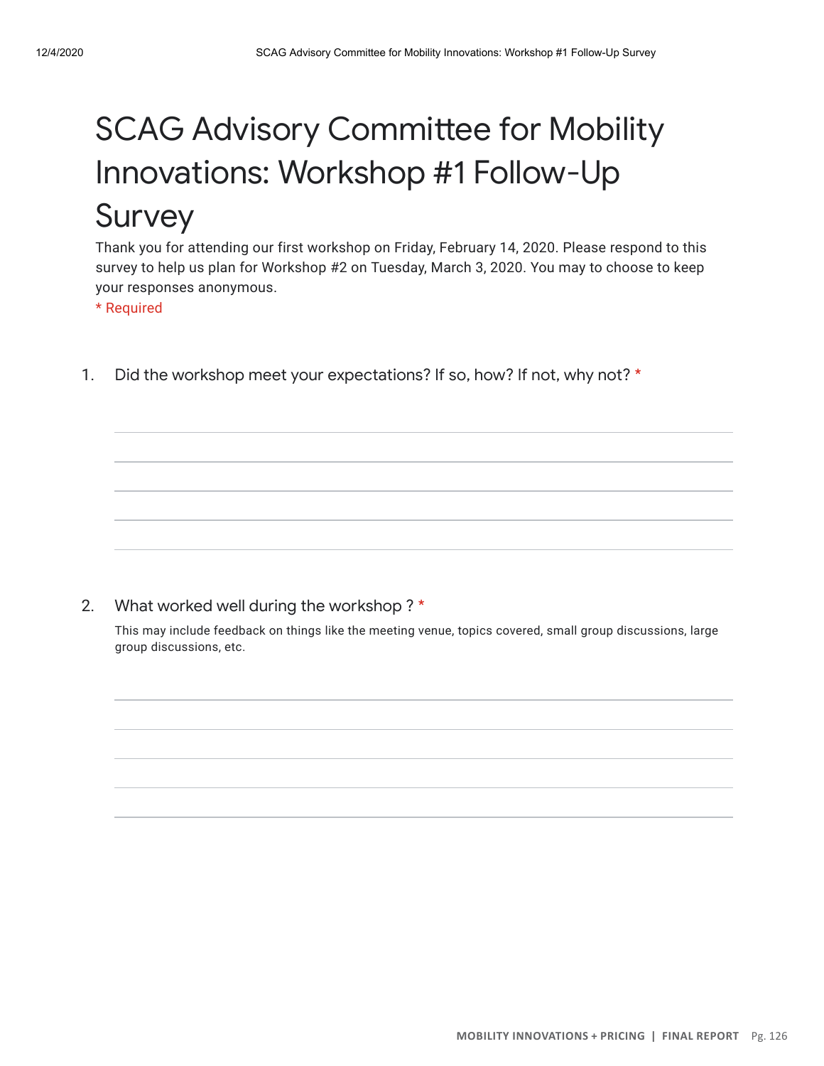# SCAG Advisory Committee for Mobility Innovations: Workshop #1 Follow-Up Survey

Thank you for attending our first workshop on Friday, February 14, 2020. Please respond to this survey to help us plan for Workshop #2 on Tuesday, March 3, 2020. You may to choose to keep your responses anonymous.

\* Required

1. Did the workshop meet your expectations? If so, how? If not, why not? *

2. What worked well during the workshop ? *

   This may include feedback on things like the meeting venue, topics covered, small group discussions, large group discussions, etc.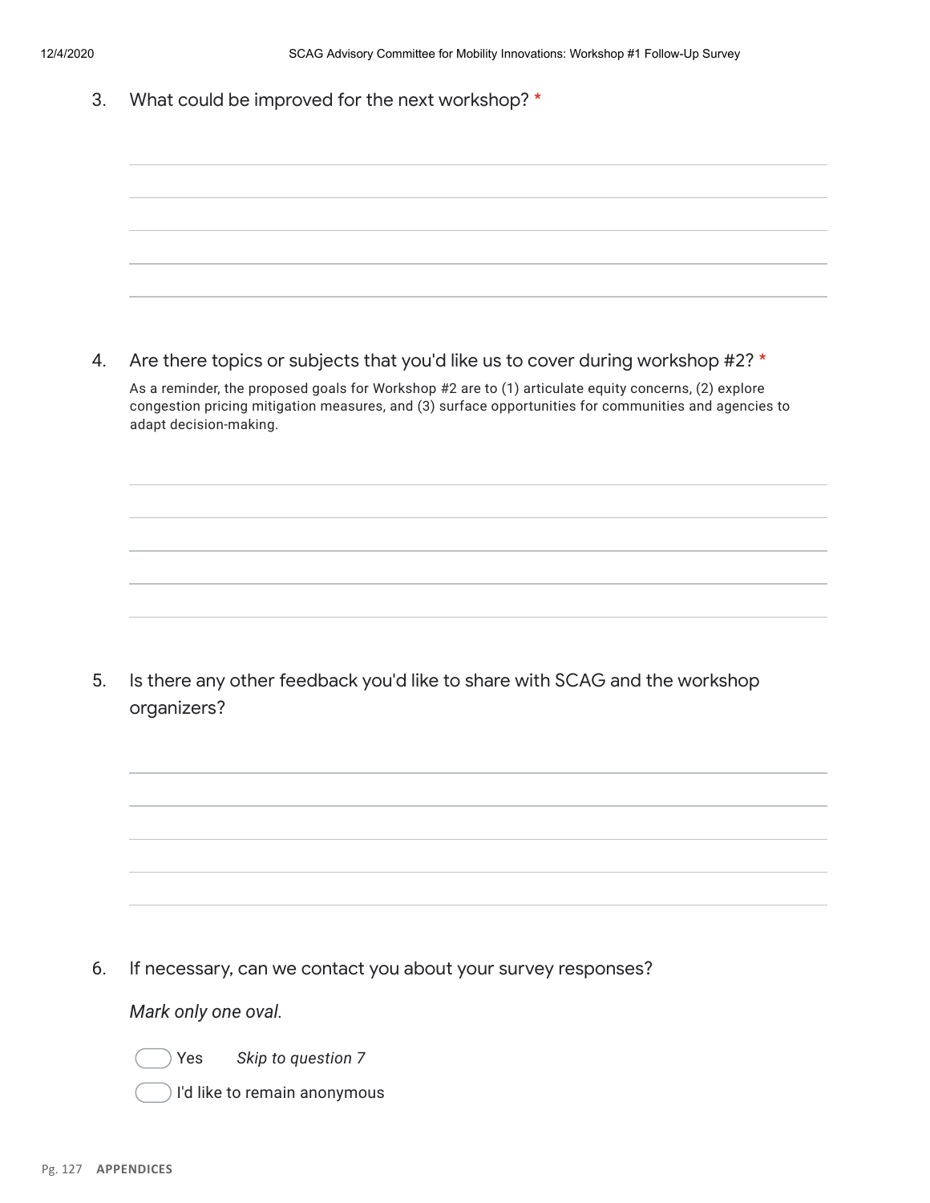3. What could be improved for the next workshop? *

4. Are there topics or subjects that you'd like us to cover during workshop #2? *

As a reminder, the proposed goals for Workshop #2 are to (1) articulate equity concerns, (2) explore congestion pricing mitigation measures, and (3) surface opportunities for communities and agencies to adapt decision-making.

5. Is there any other feedback you'd like to share with SCAG and the workshop organizers?

6. If necessary, can we contact you about your survey responses?

*Mark only one oval.*

- Yes *Skip to question 7*
- I'd like to remain anonymous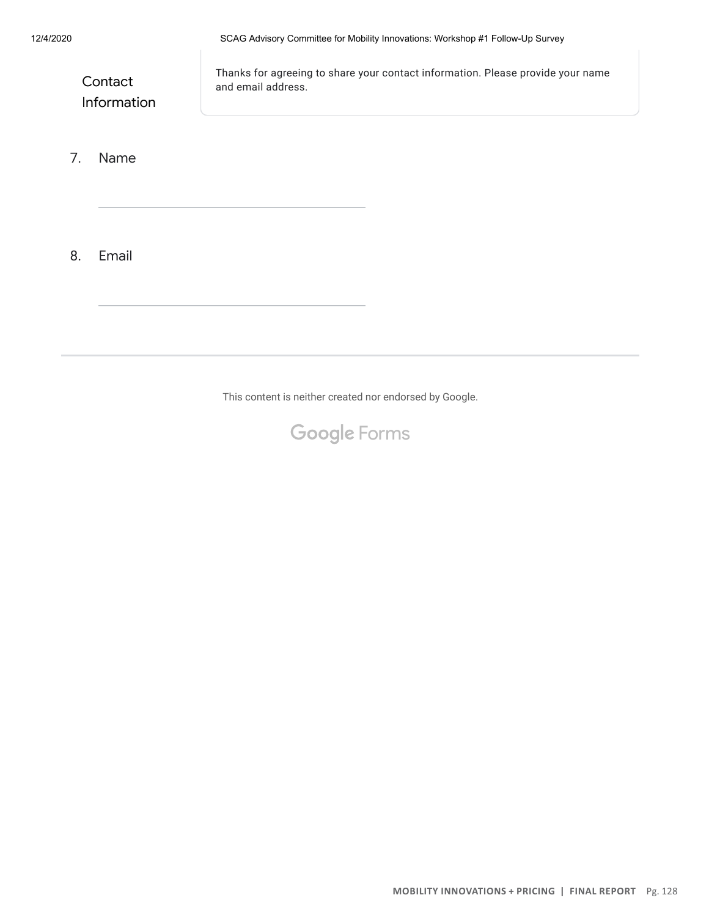## Contact Information

Thanks for agreeing to share your contact information. Please provide your name and email address.

7. Name

\_\_\_\_\_\_\_\_\_\_\_\_\_\_\_\_\_\_\_\_\_\_\_\_\_\_\_\_\_\_\_\_\_\_\_\_\_\_

8. Email

\_\_\_\_\_\_\_\_\_\_\_\_\_\_\_\_\_\_\_\_\_\_\_\_\_\_\_\_\_\_\_\_\_\_\_\_\_\_

This content is neither created nor endorsed by Google.

Google Forms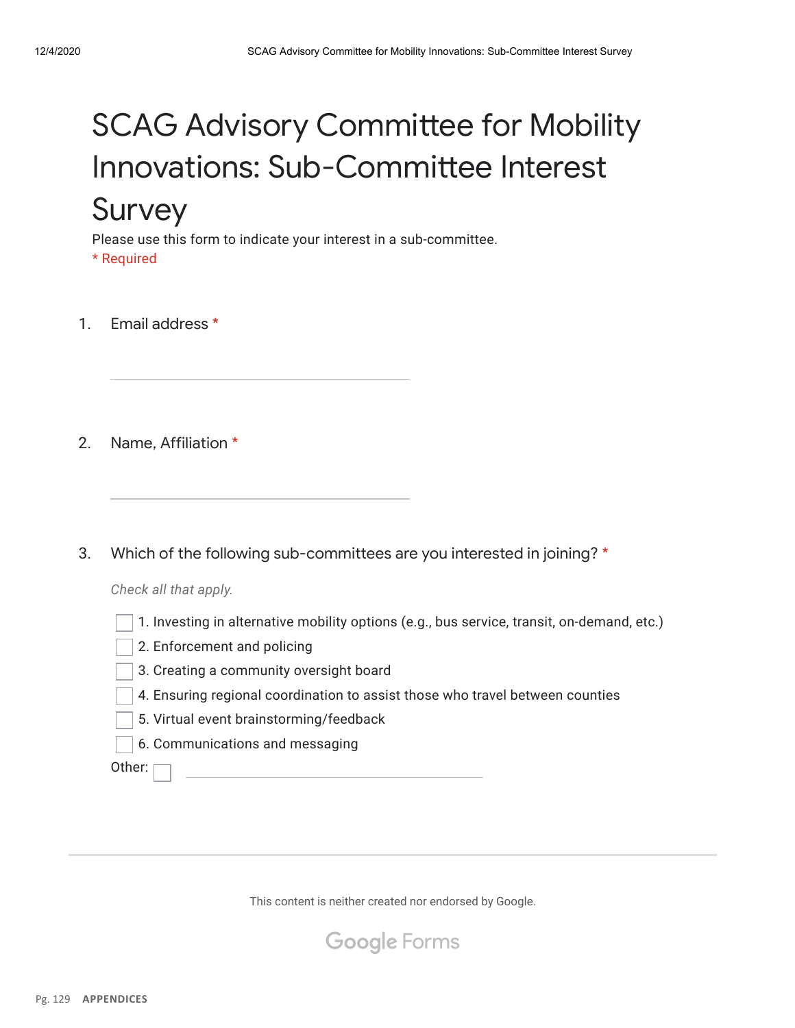# SCAG Advisory Committee for Mobility Innovations: Sub-Committee Interest Survey

Please use this form to indicate your interest in a sub-committee.

\* Required

1. Email address *

_______________________________

2. Name, Affiliation *

_______________________________

3. Which of the following sub-committees are you interested in joining? *

*Check all that apply.*

- [ ] 1. Investing in alternative mobility options (e.g., bus service, transit, on-demand, etc.)
- [ ] 2. Enforcement and policing
- [ ] 3. Creating a community oversight board
- [ ] 4. Ensuring regional coordination to assist those who travel between counties
- [ ] 5. Virtual event brainstorming/feedback
- [ ] 6. Communications and messaging

Other: [ ] _______________________________

This content is neither created nor endorsed by Google.

Google Forms